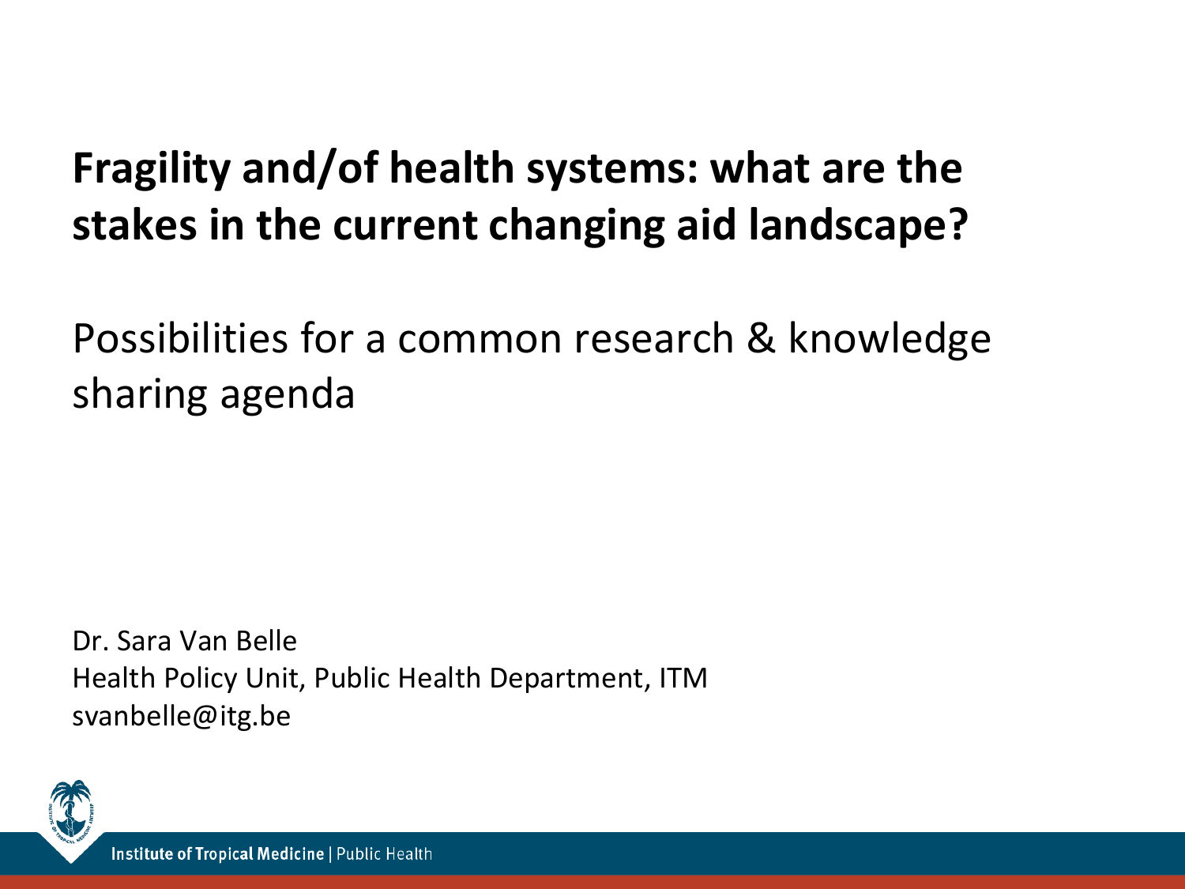# Fragility and/of health systems: what are the stakes in the current changing aid landscape?

## Possibilities for a common research & knowledge sharing agenda

Dr. Sara Van Belle
Health Policy Unit, Public Health Department, ITM
svanbelle@itg.be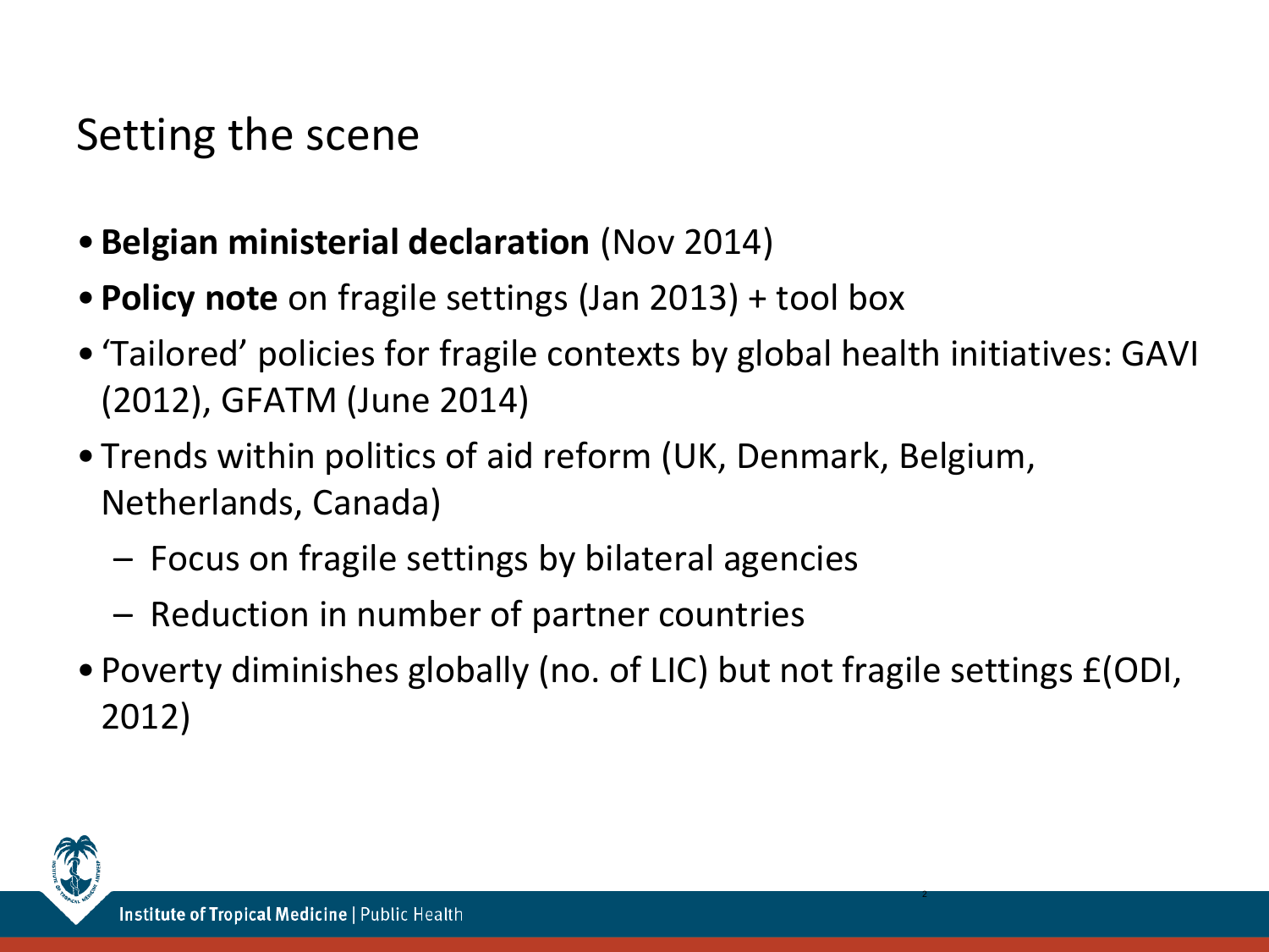# Setting the scene

- **Belgian ministerial declaration** (Nov 2014)
- **Policy note** on fragile settings (Jan 2013) + tool box
- 'Tailored' policies for fragile contexts by global health initiatives: GAVI (2012), GFATM (June 2014)
- Trends within politics of aid reform (UK, Denmark, Belgium, Netherlands, Canada)
  - Focus on fragile settings by bilateral agencies
  - Reduction in number of partner countries
- Poverty diminishes globally (no. of LIC) but not fragile settings £(ODI, 2012)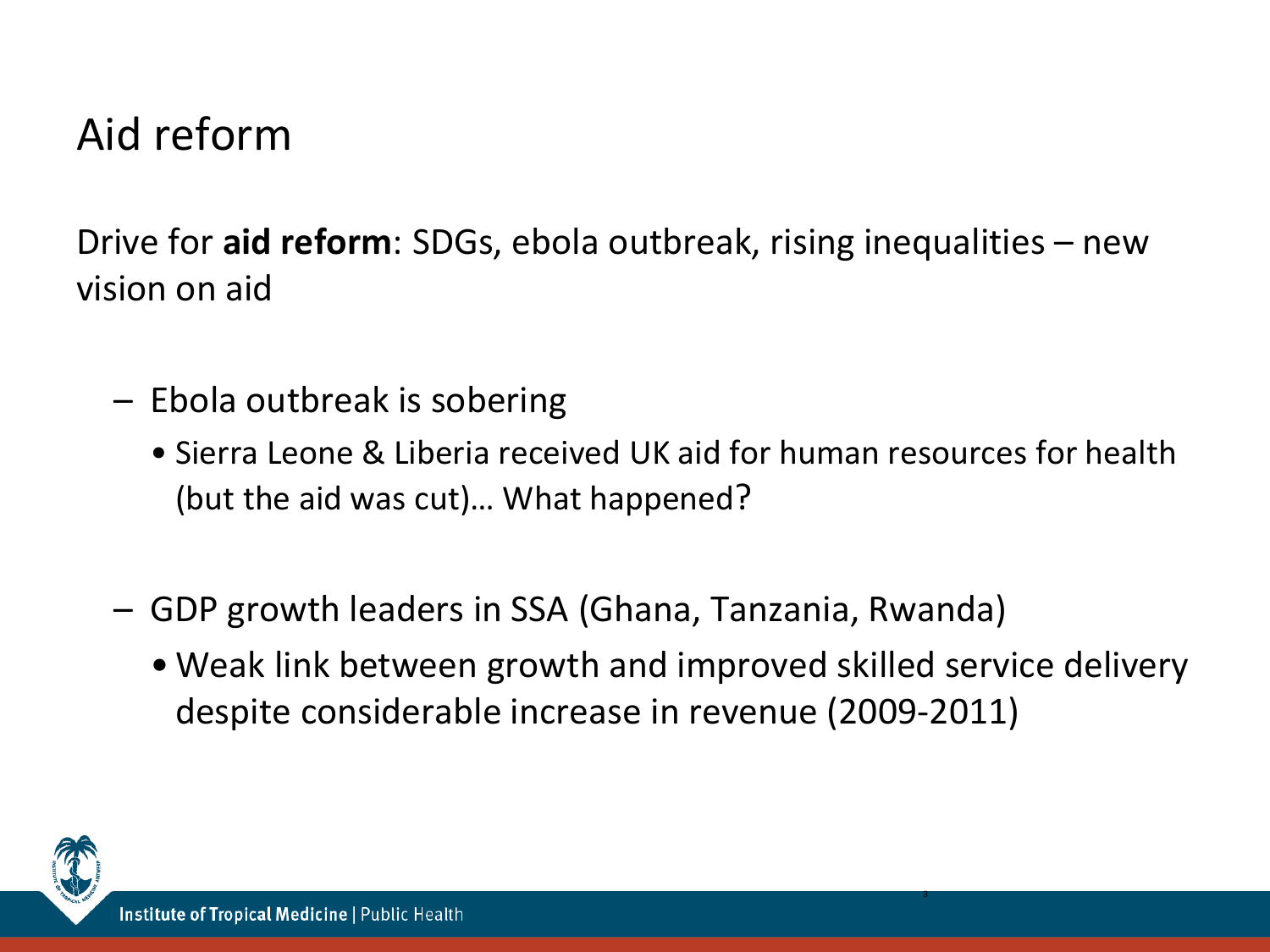# Aid reform

Drive for **aid reform**: SDGs, ebola outbreak, rising inequalities – new vision on aid

- Ebola outbreak is sobering
  - Sierra Leone & Liberia received UK aid for human resources for health (but the aid was cut)… What happened?

- GDP growth leaders in SSA (Ghana, Tanzania, Rwanda)
  - Weak link between growth and improved skilled service delivery despite considerable increase in revenue (2009-2011)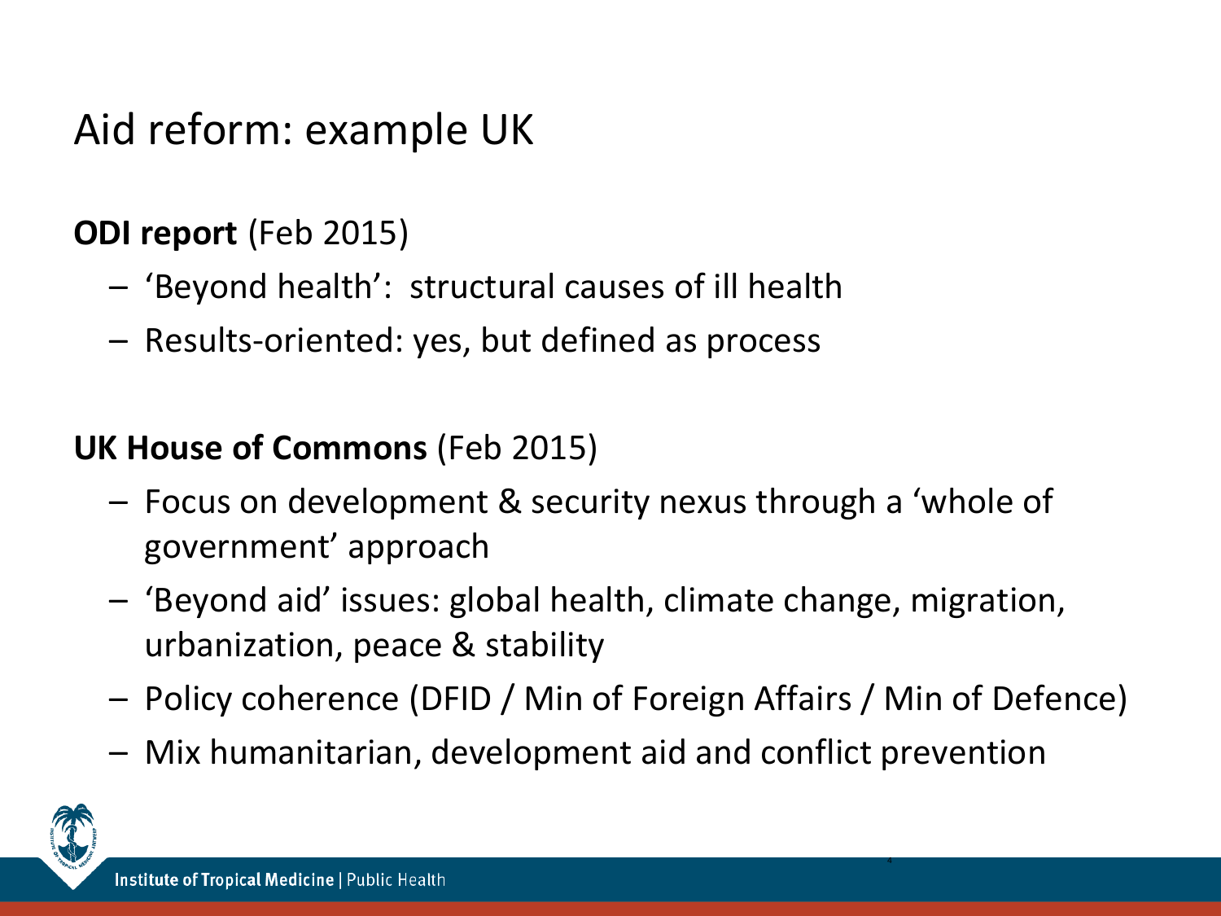# Aid reform: example UK

**ODI report** (Feb 2015)

- 'Beyond health': structural causes of ill health
- Results-oriented: yes, but defined as process

**UK House of Commons** (Feb 2015)

- Focus on development & security nexus through a 'whole of government' approach
- 'Beyond aid' issues: global health, climate change, migration, urbanization, peace & stability
- Policy coherence (DFID / Min of Foreign Affairs / Min of Defence)
- Mix humanitarian, development aid and conflict prevention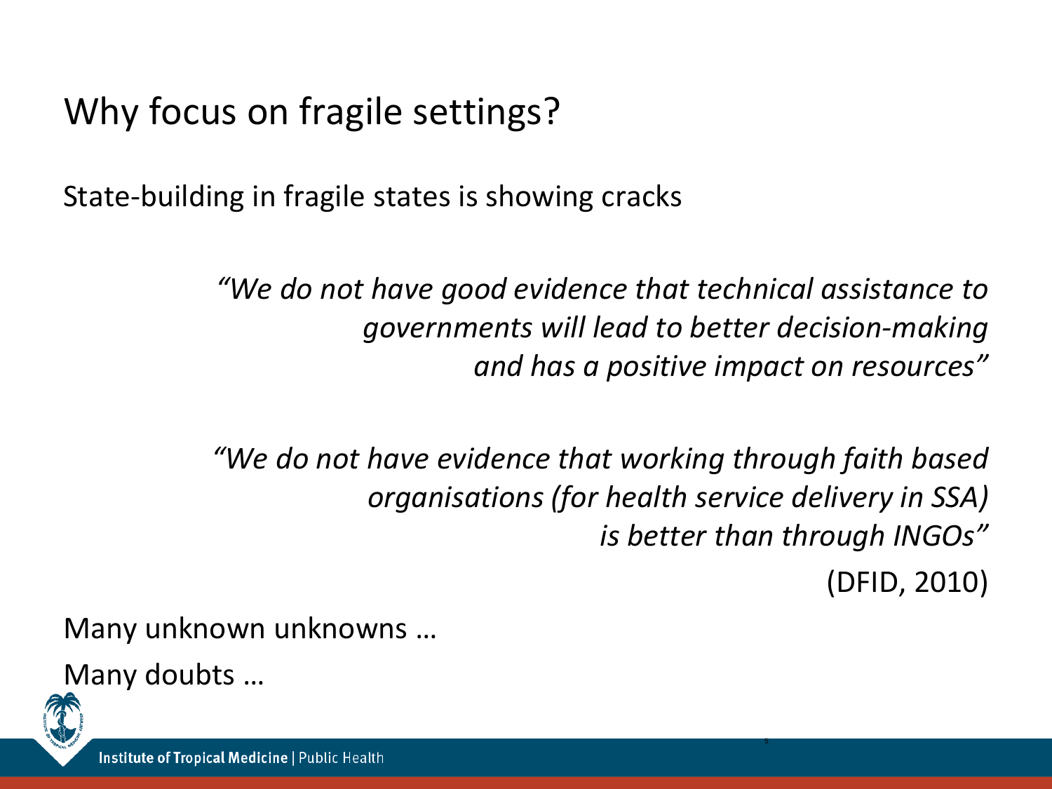# Why focus on fragile settings?

State-building in fragile states is showing cracks

*"We do not have good evidence that technical assistance to governments will lead to better decision-making and has a positive impact on resources"*

*"We do not have evidence that working through faith based organisations (for health service delivery in SSA) is better than through INGOs"*

(DFID, 2010)

Many unknown unknowns …

Many doubts …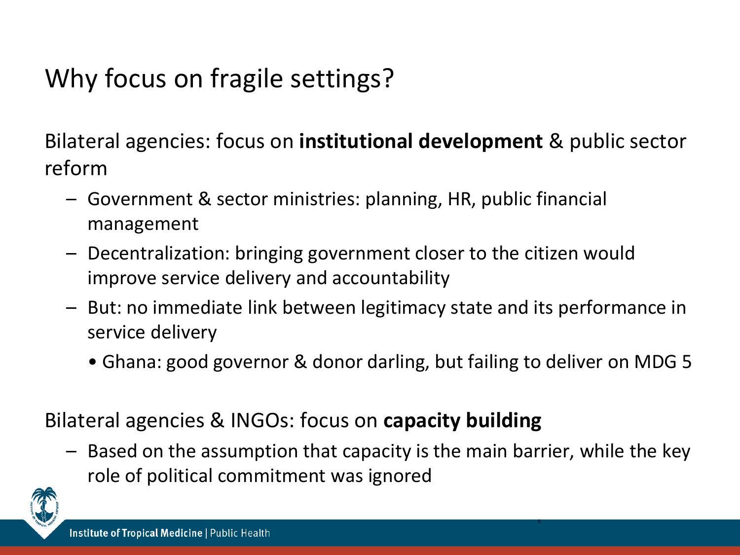# Why focus on fragile settings?

Bilateral agencies: focus on **institutional development** & public sector reform

- Government & sector ministries: planning, HR, public financial management
- Decentralization: bringing government closer to the citizen would improve service delivery and accountability
- But: no immediate link between legitimacy state and its performance in service delivery
  - Ghana: good governor & donor darling, but failing to deliver on MDG 5

Bilateral agencies & INGOs: focus on **capacity building**

- Based on the assumption that capacity is the main barrier, while the key role of political commitment was ignored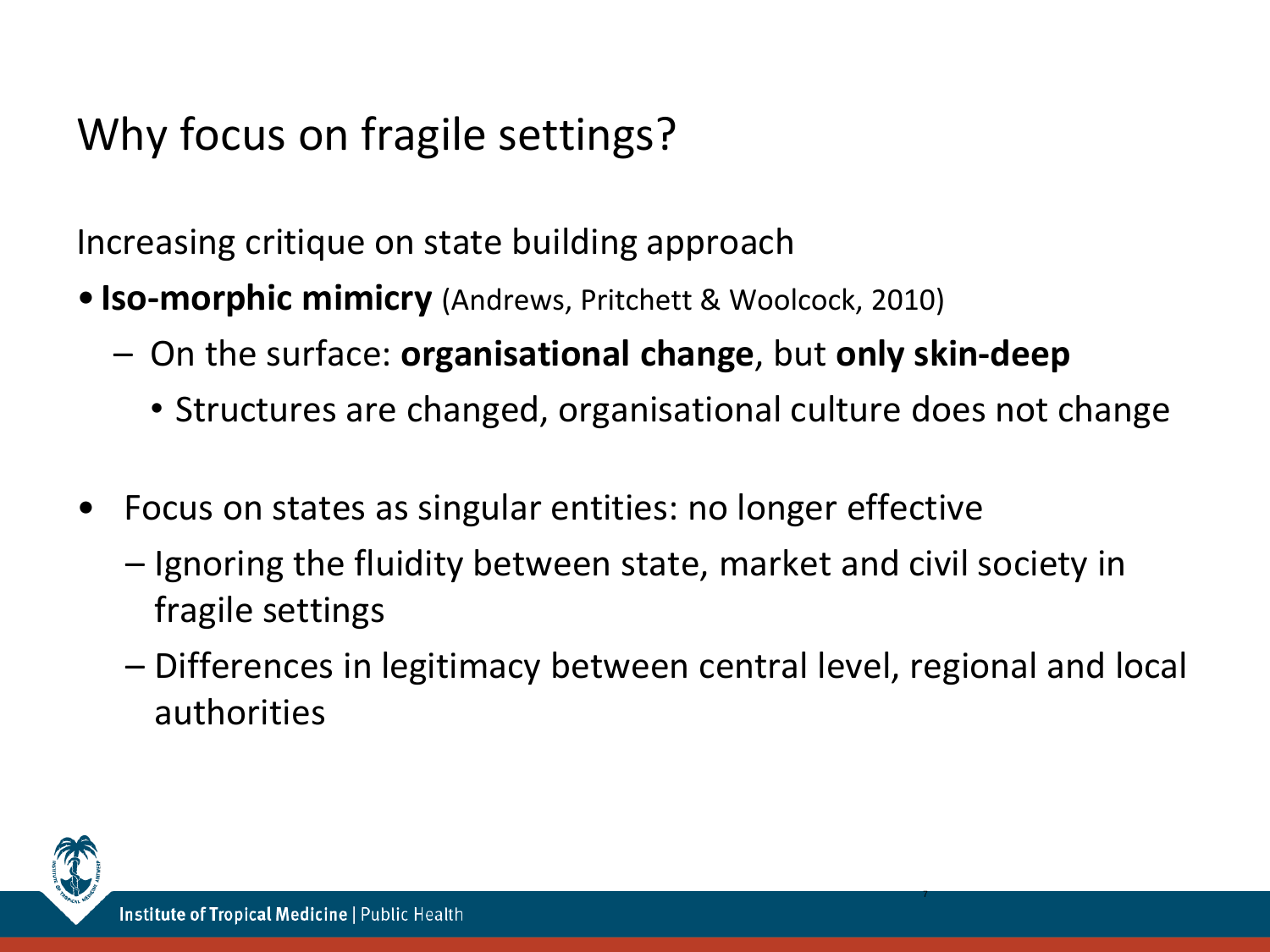# Why focus on fragile settings?

Increasing critique on state building approach

- **Iso-morphic mimicry** (Andrews, Pritchett & Woolcock, 2010)
  - On the surface: **organisational change**, but **only skin-deep**
    - Structures are changed, organisational culture does not change

- Focus on states as singular entities: no longer effective
  - Ignoring the fluidity between state, market and civil society in fragile settings
  - Differences in legitimacy between central level, regional and local authorities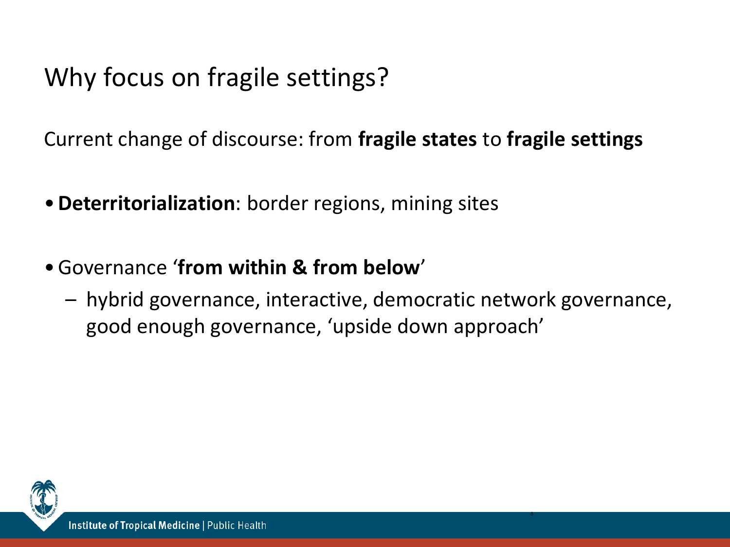# Why focus on fragile settings?

Current change of discourse: from **fragile states** to **fragile settings**

- **Deterritorialization**: border regions, mining sites
- Governance '**from within & from below**'
  - hybrid governance, interactive, democratic network governance, good enough governance, 'upside down approach'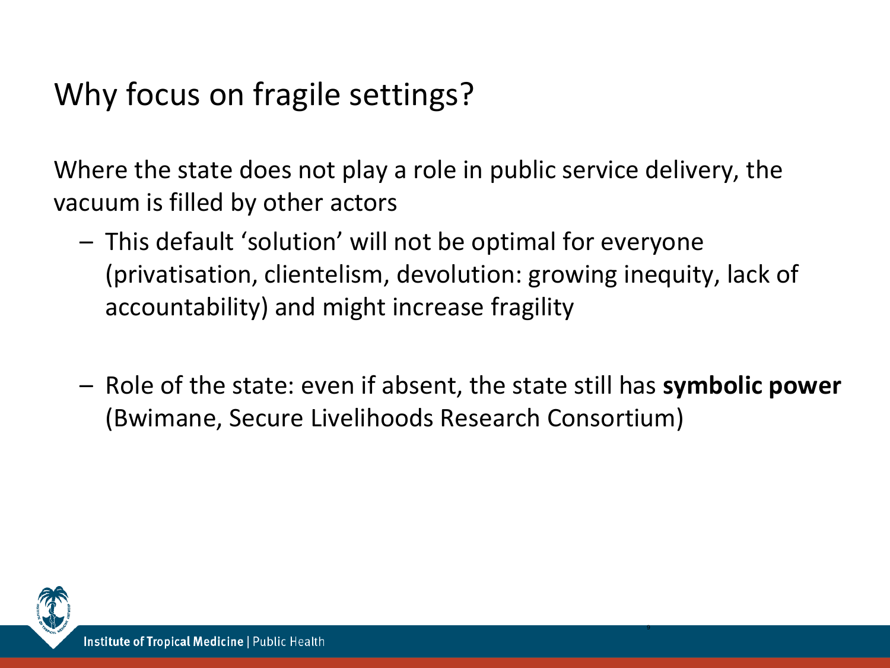# Why focus on fragile settings?

Where the state does not play a role in public service delivery, the vacuum is filled by other actors

- This default 'solution' will not be optimal for everyone (privatisation, clientelism, devolution: growing inequity, lack of accountability) and might increase fragility

- Role of the state: even if absent, the state still has **symbolic power** (Bwimane, Secure Livelihoods Research Consortium)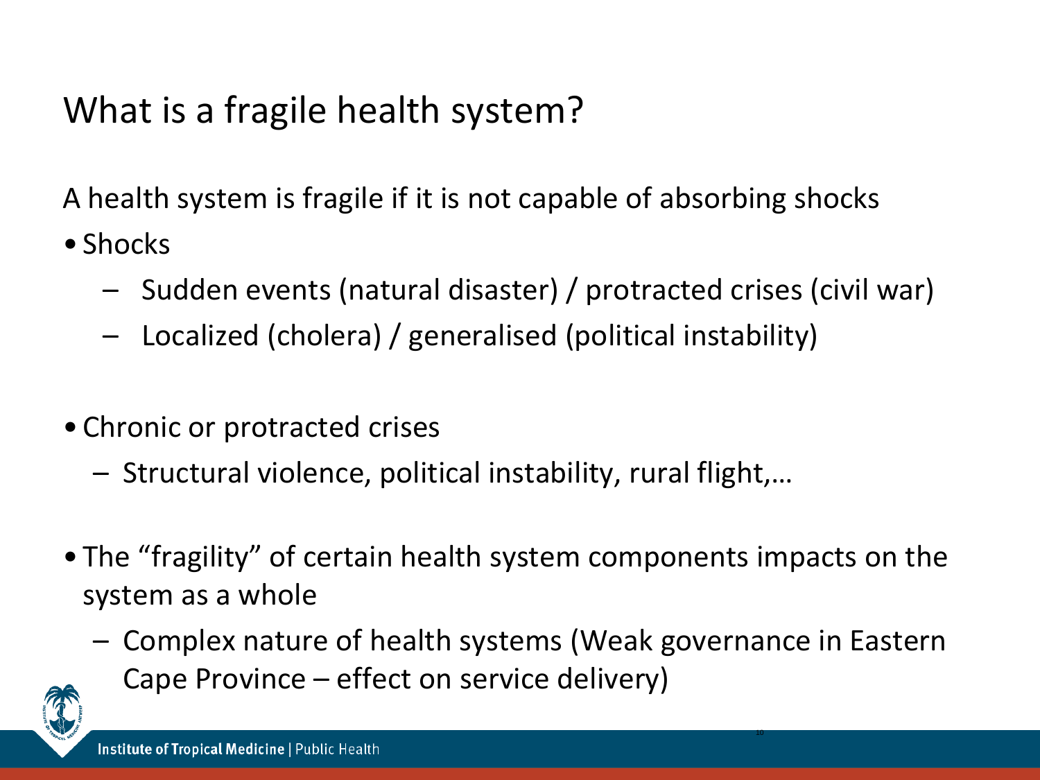# What is a fragile health system?

A health system is fragile if it is not capable of absorbing shocks

- Shocks
  - Sudden events (natural disaster) / protracted crises (civil war)
  - Localized (cholera) / generalised (political instability)

- Chronic or protracted crises
  - Structural violence, political instability, rural flight,…

- The "fragility" of certain health system components impacts on the system as a whole
  - Complex nature of health systems (Weak governance in Eastern Cape Province – effect on service delivery)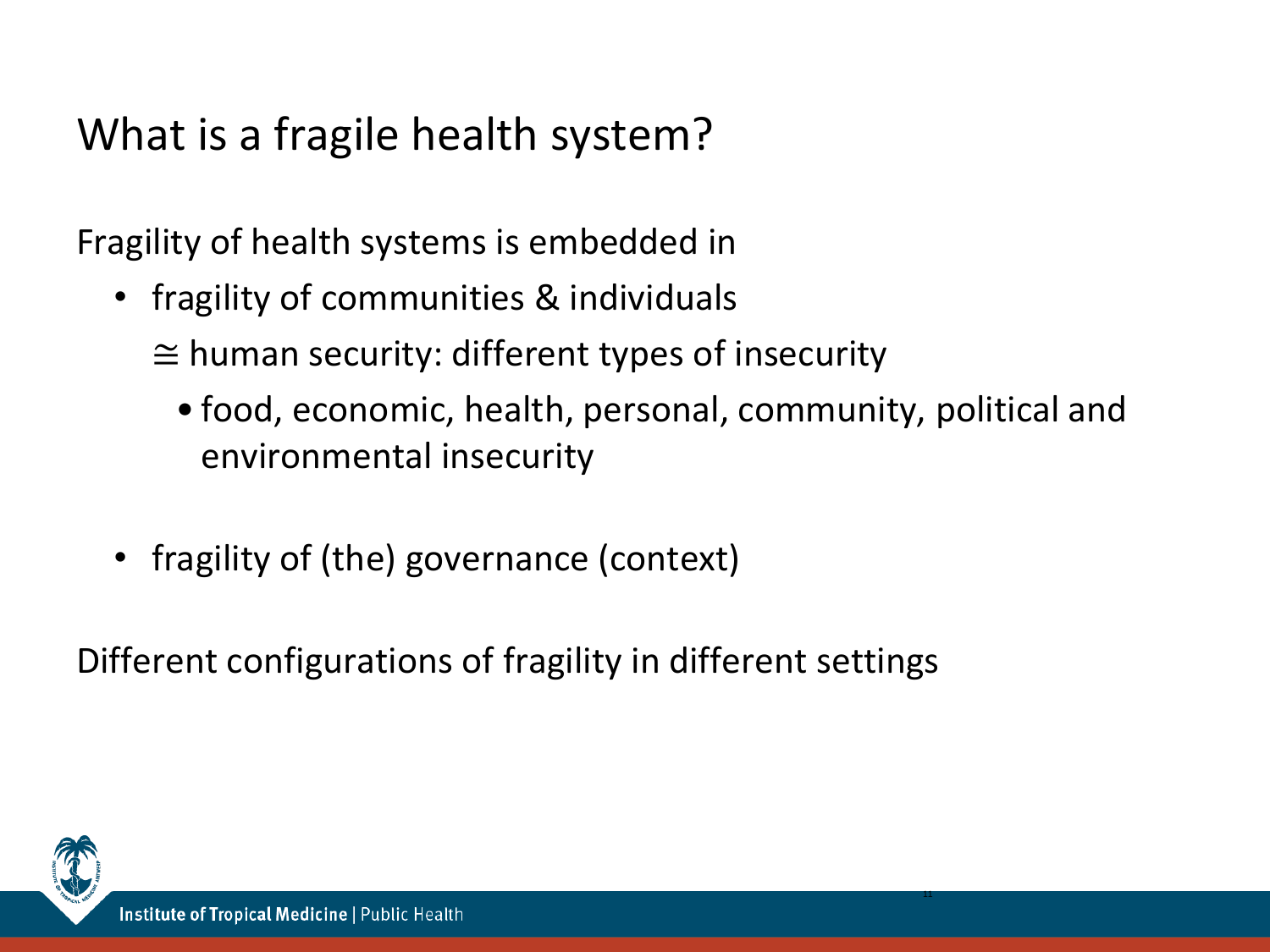# What is a fragile health system?

Fragility of health systems is embedded in

- fragility of communities & individuals

  $\cong$ human security: different types of insecurity

  - food, economic, health, personal, community, political and environmental insecurity

- fragility of (the) governance (context)

Different configurations of fragility in different settings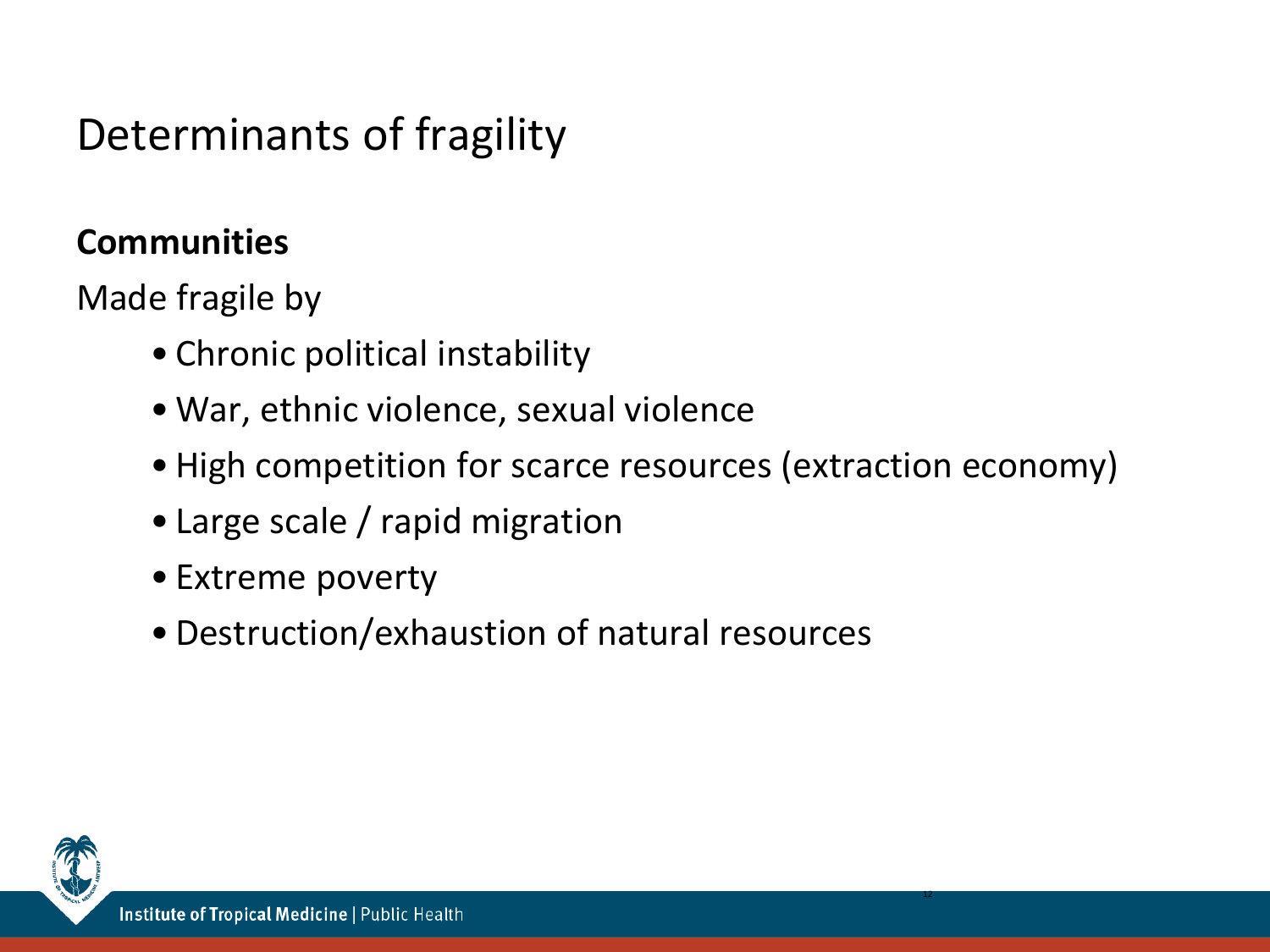# Determinants of fragility

**Communities**

Made fragile by

- Chronic political instability
- War, ethnic violence, sexual violence
- High competition for scarce resources (extraction economy)
- Large scale / rapid migration
- Extreme poverty
- Destruction/exhaustion of natural resources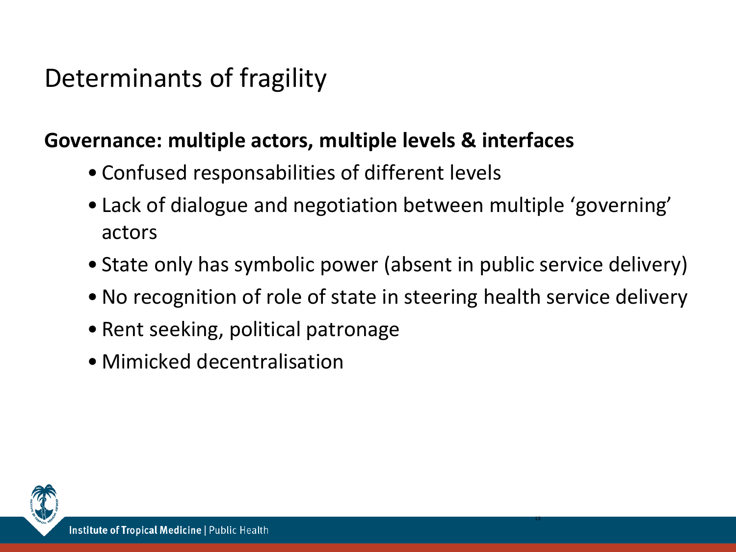# Determinants of fragility

**Governance: multiple actors, multiple levels & interfaces**

- Confused responsabilities of different levels
- Lack of dialogue and negotiation between multiple ‘governing’ actors
- State only has symbolic power (absent in public service delivery)
- No recognition of role of state in steering health service delivery
- Rent seeking, political patronage
- Mimicked decentralisation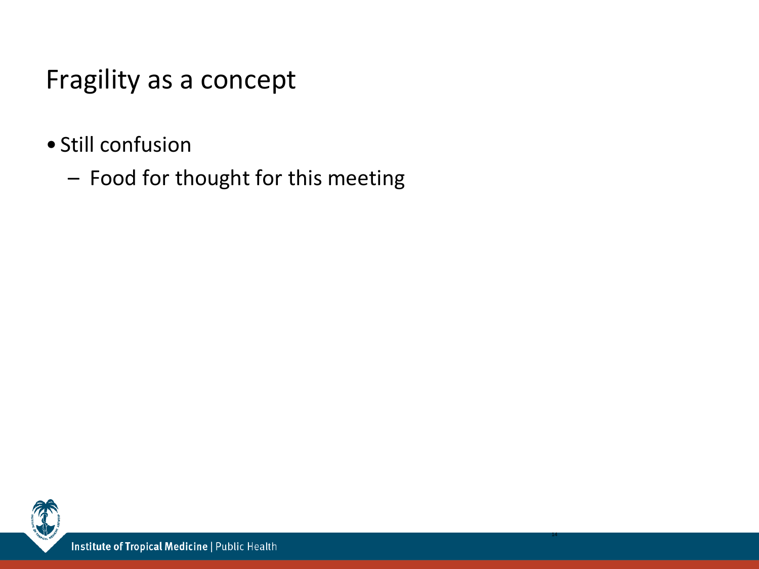# Fragility as a concept

- Still confusion
  - Food for thought for this meeting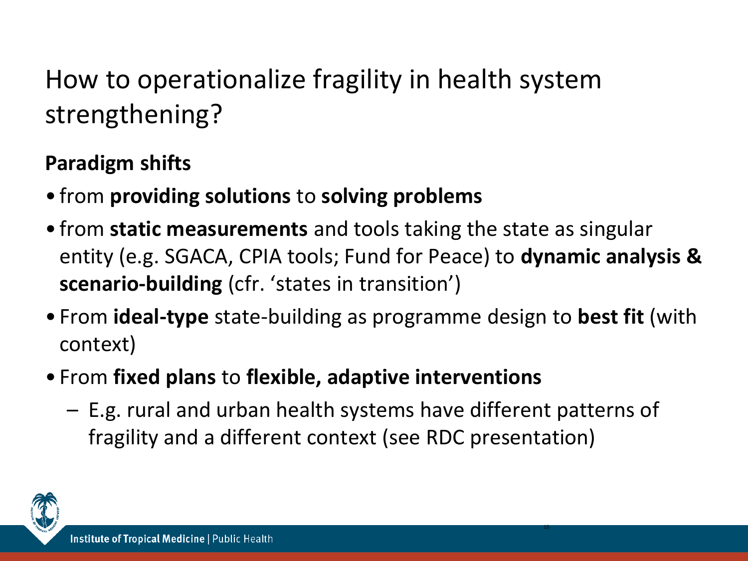# How to operationalize fragility in health system strengthening?

**Paradigm shifts**

- from **providing solutions** to **solving problems**
- from **static measurements** and tools taking the state as singular entity (e.g. SGACA, CPIA tools; Fund for Peace) to **dynamic analysis & scenario-building** (cfr. 'states in transition')
- From **ideal-type** state-building as programme design to **best fit** (with context)
- From **fixed plans** to **flexible, adaptive interventions**
  - E.g. rural and urban health systems have different patterns of fragility and a different context (see RDC presentation)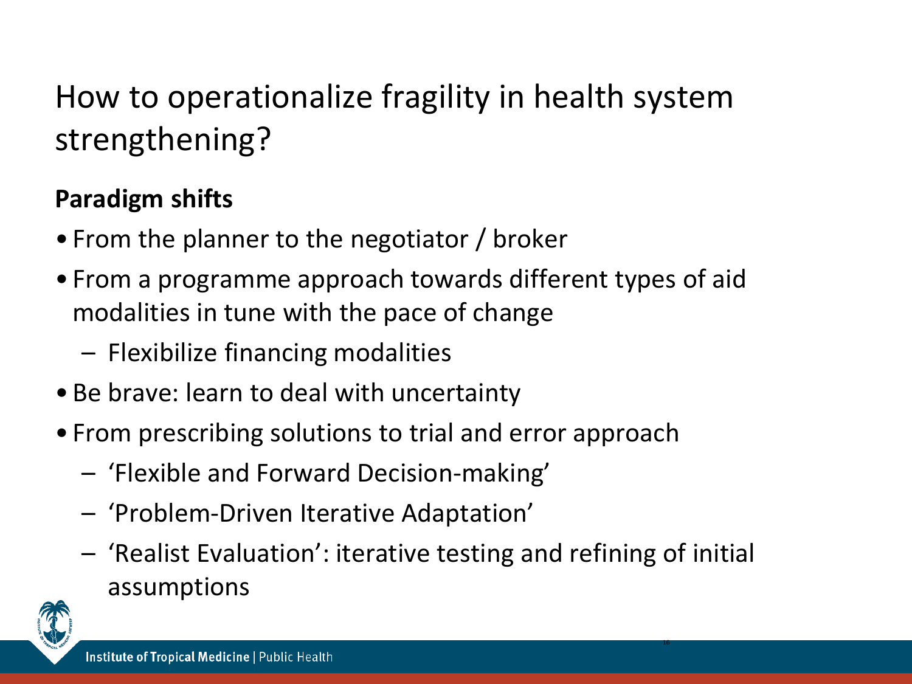# How to operationalize fragility in health system strengthening?

**Paradigm shifts**

- From the planner to the negotiator / broker
- From a programme approach towards different types of aid modalities in tune with the pace of change
  - Flexibilize financing modalities
- Be brave: learn to deal with uncertainty
- From prescribing solutions to trial and error approach
  - 'Flexible and Forward Decision-making'
  - 'Problem-Driven Iterative Adaptation'
  - 'Realist Evaluation': iterative testing and refining of initial assumptions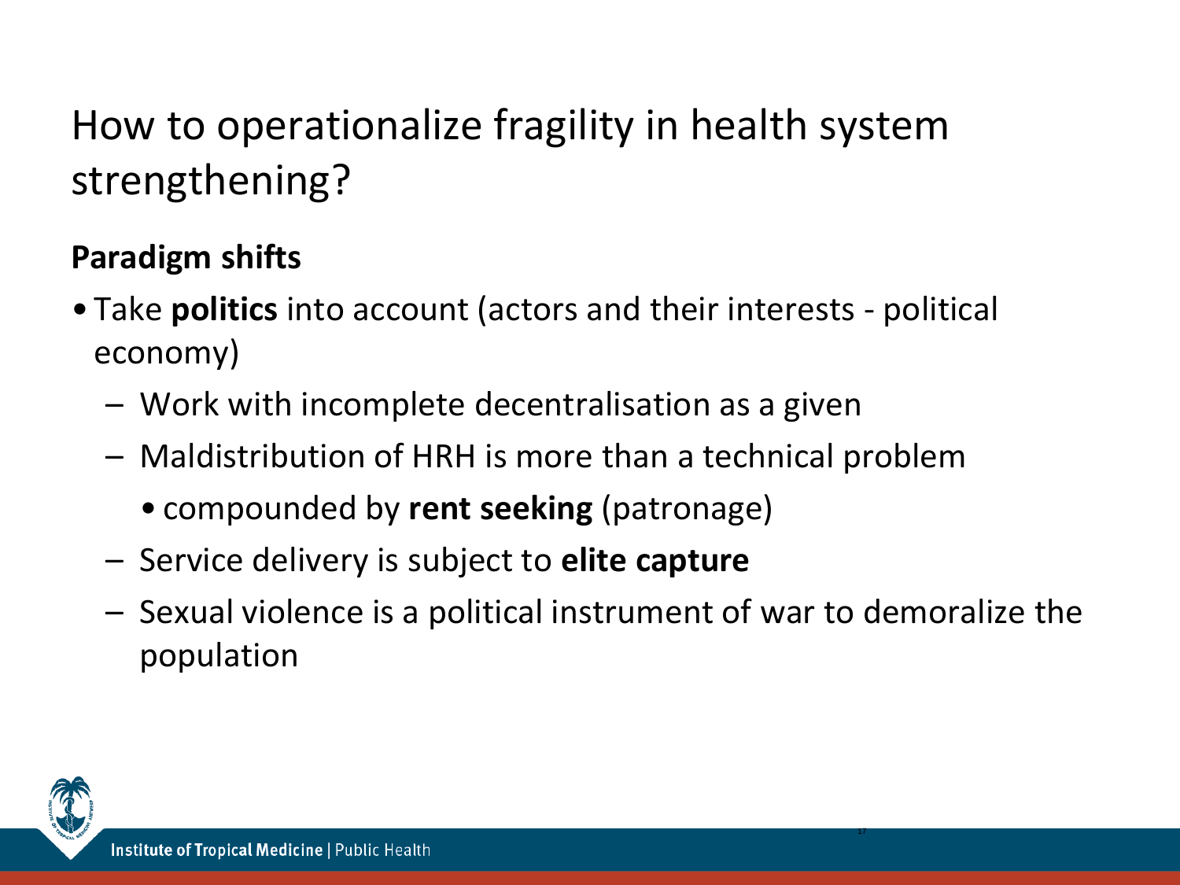# How to operationalize fragility in health system strengthening?

## Paradigm shifts

- Take **politics** into account (actors and their interests - political economy)
  - Work with incomplete decentralisation as a given
  - Maldistribution of HRH is more than a technical problem
    - compounded by **rent seeking** (patronage)
  - Service delivery is subject to **elite capture**
  - Sexual violence is a political instrument of war to demoralize the population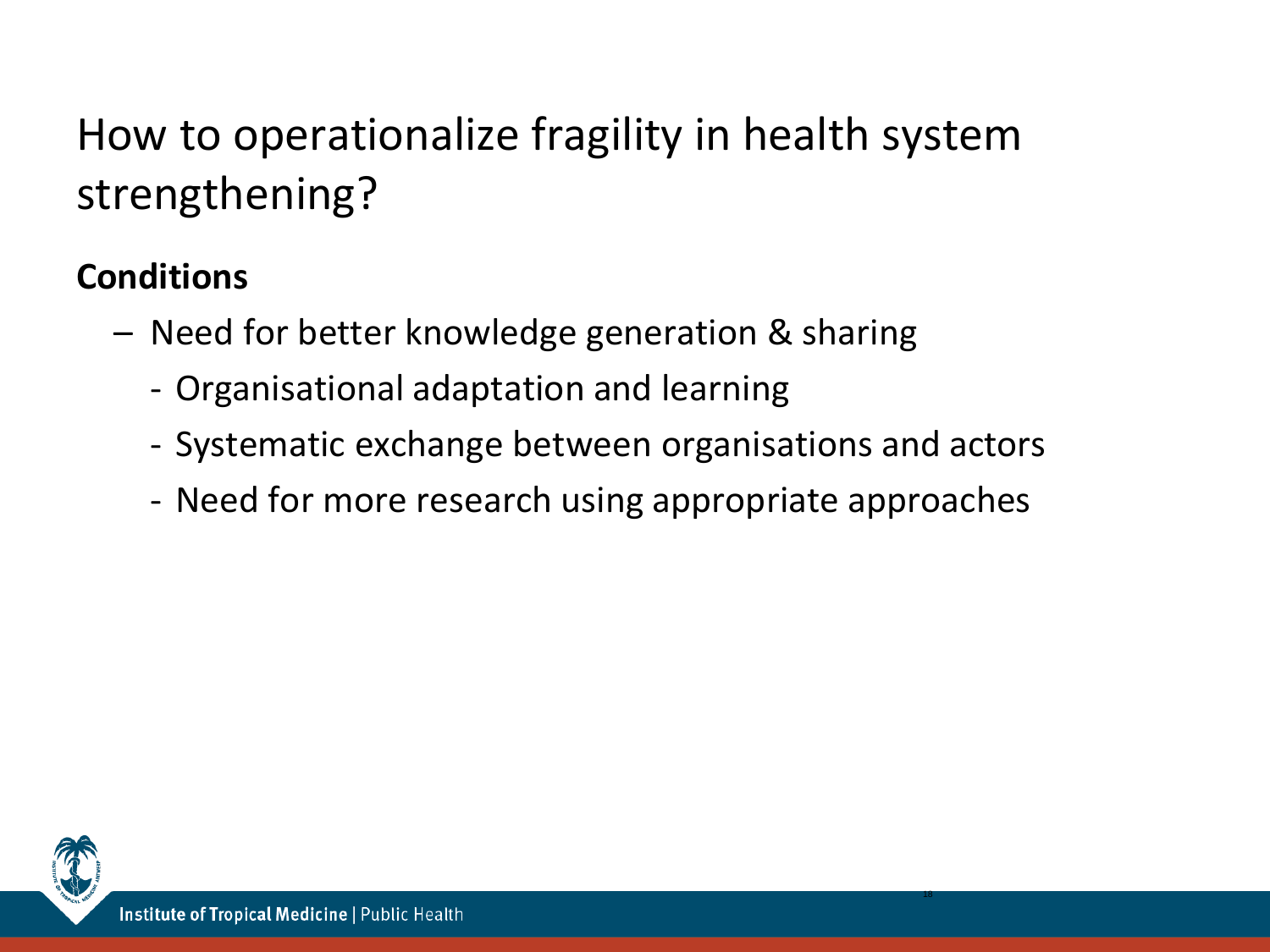# How to operationalize fragility in health system strengthening?

**Conditions**

- Need for better knowledge generation & sharing
  - Organisational adaptation and learning
  - Systematic exchange between organisations and actors
  - Need for more research using appropriate approaches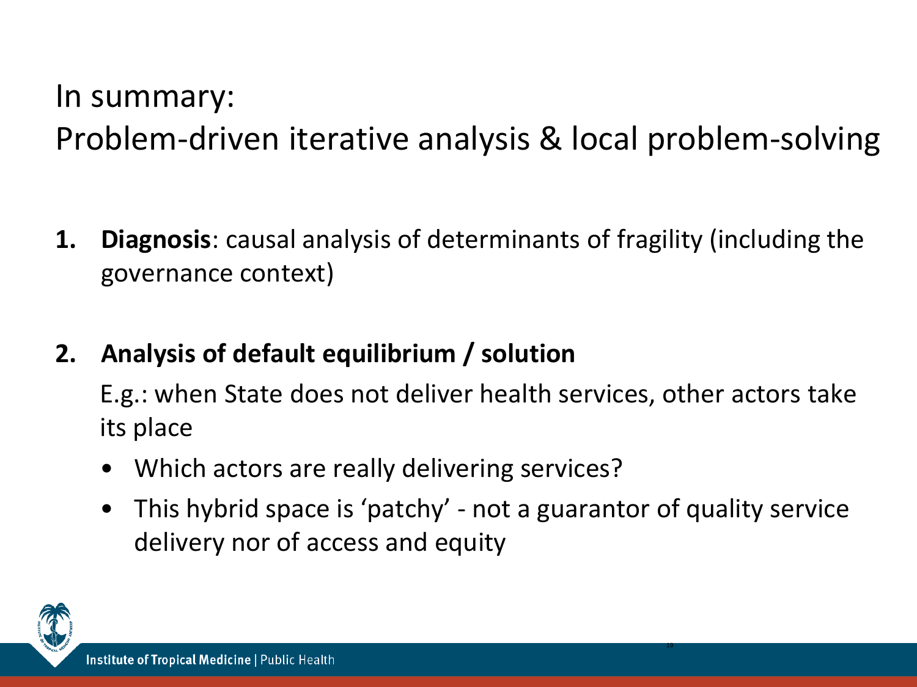# In summary:
# Problem-driven iterative analysis & local problem-solving

1. **Diagnosis**: causal analysis of determinants of fragility (including the governance context)

2. **Analysis of default equilibrium / solution**

   E.g.: when State does not deliver health services, other actors take its place

   - Which actors are really delivering services?
   - This hybrid space is 'patchy' - not a guarantor of quality service delivery nor of access and equity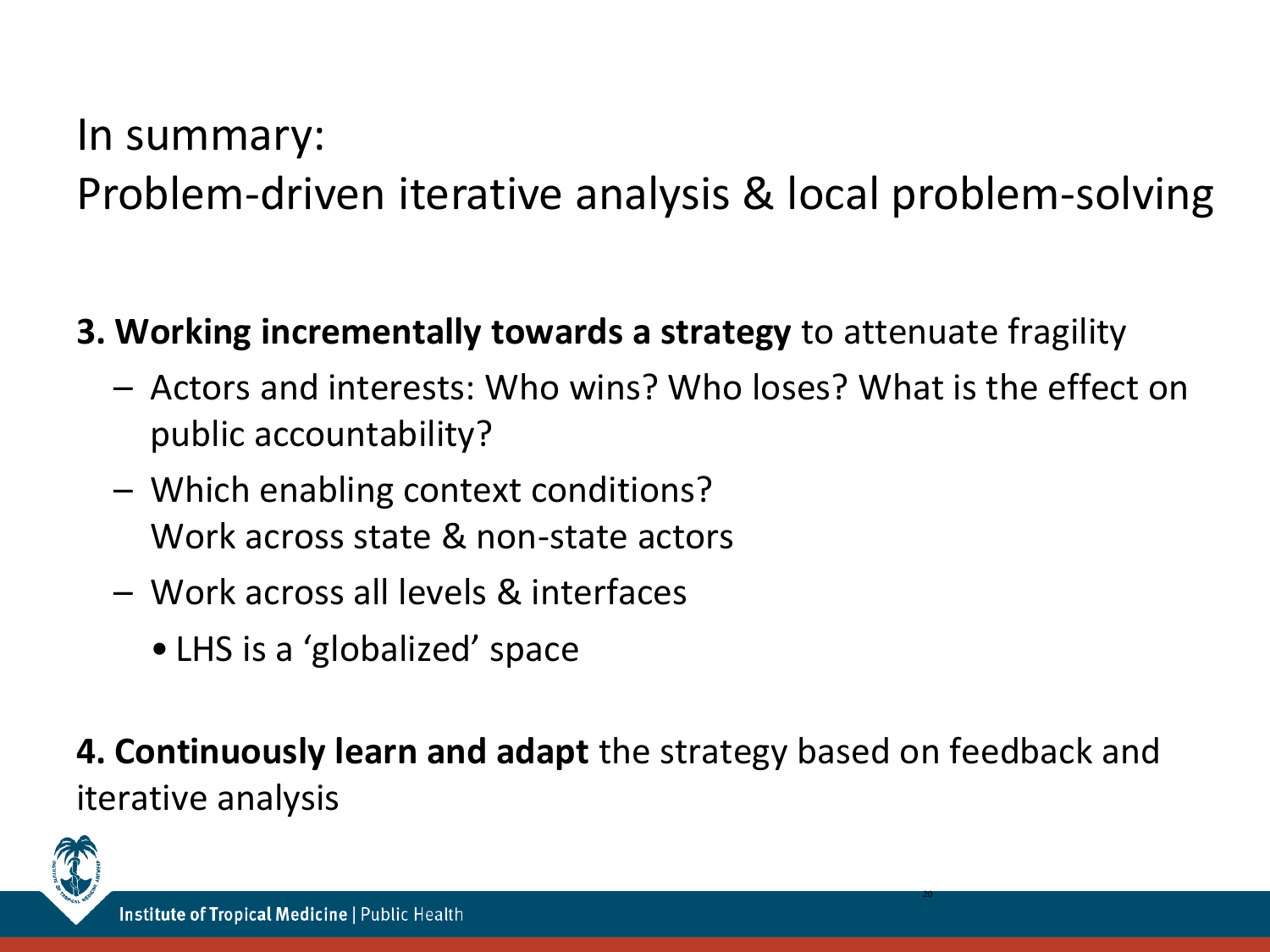# In summary:
# Problem-driven iterative analysis & local problem-solving

**3. Working incrementally towards a strategy** to attenuate fragility

- Actors and interests: Who wins? Who loses? What is the effect on public accountability?
- Which enabling context conditions?
  Work across state & non-state actors
- Work across all levels & interfaces
  - LHS is a 'globalized' space

**4. Continuously learn and adapt** the strategy based on feedback and iterative analysis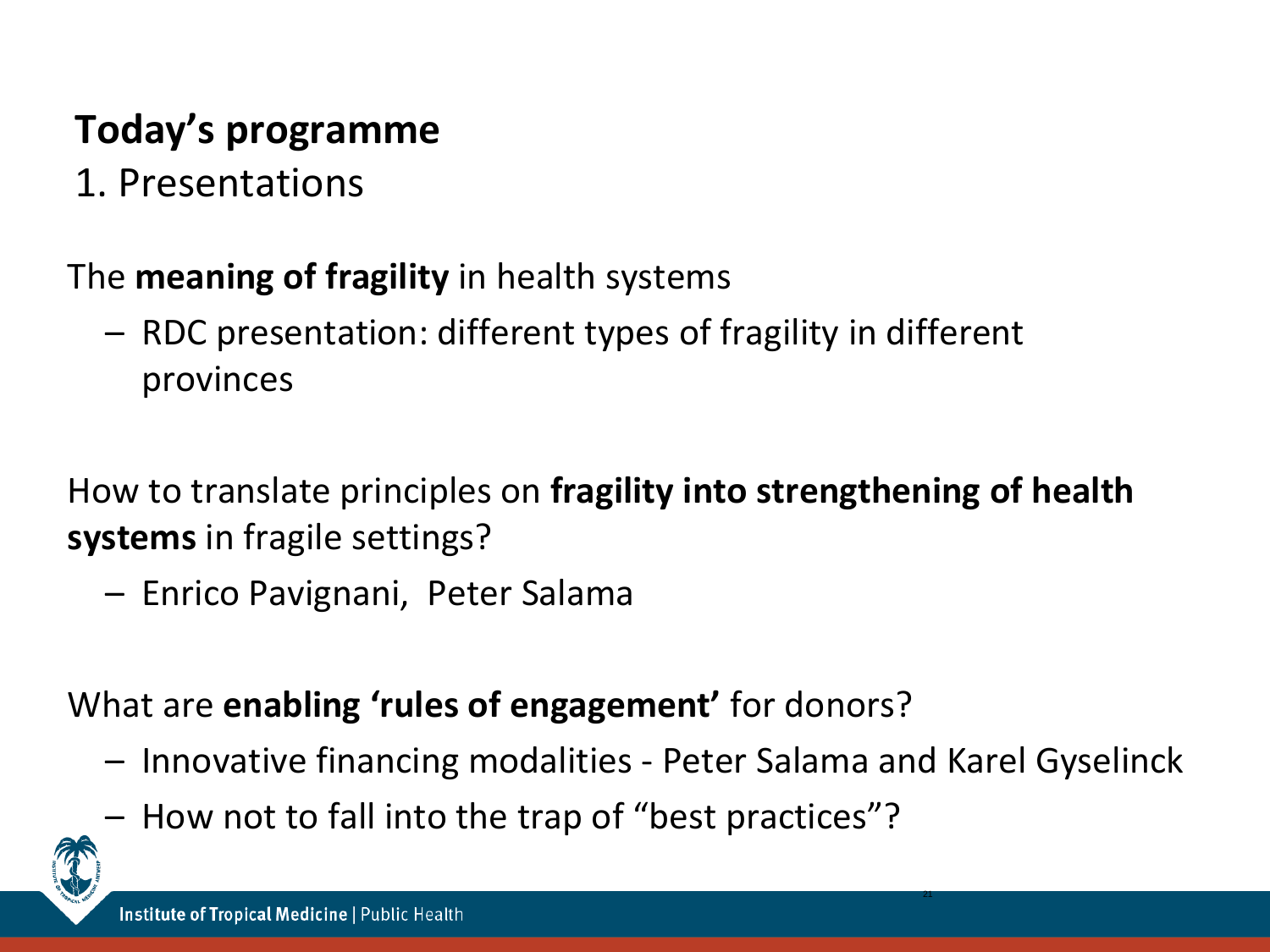## Today's programme

1. Presentations

The **meaning of fragility** in health systems

- RDC presentation: different types of fragility in different provinces

How to translate principles on **fragility into strengthening of health systems** in fragile settings?

- Enrico Pavignani, Peter Salama

What are **enabling 'rules of engagement'** for donors?

- Innovative financing modalities - Peter Salama and Karel Gyselinck
- How not to fall into the trap of "best practices"?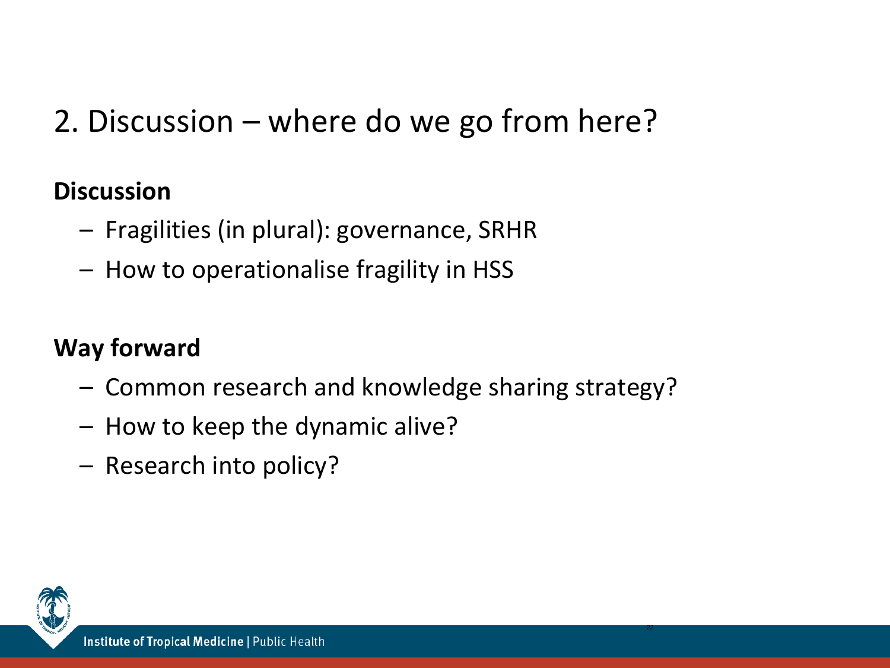# 2. Discussion – where do we go from here?

**Discussion**

- Fragilities (in plural): governance, SRHR
- How to operationalise fragility in HSS

**Way forward**

- Common research and knowledge sharing strategy?
- How to keep the dynamic alive?
- Research into policy?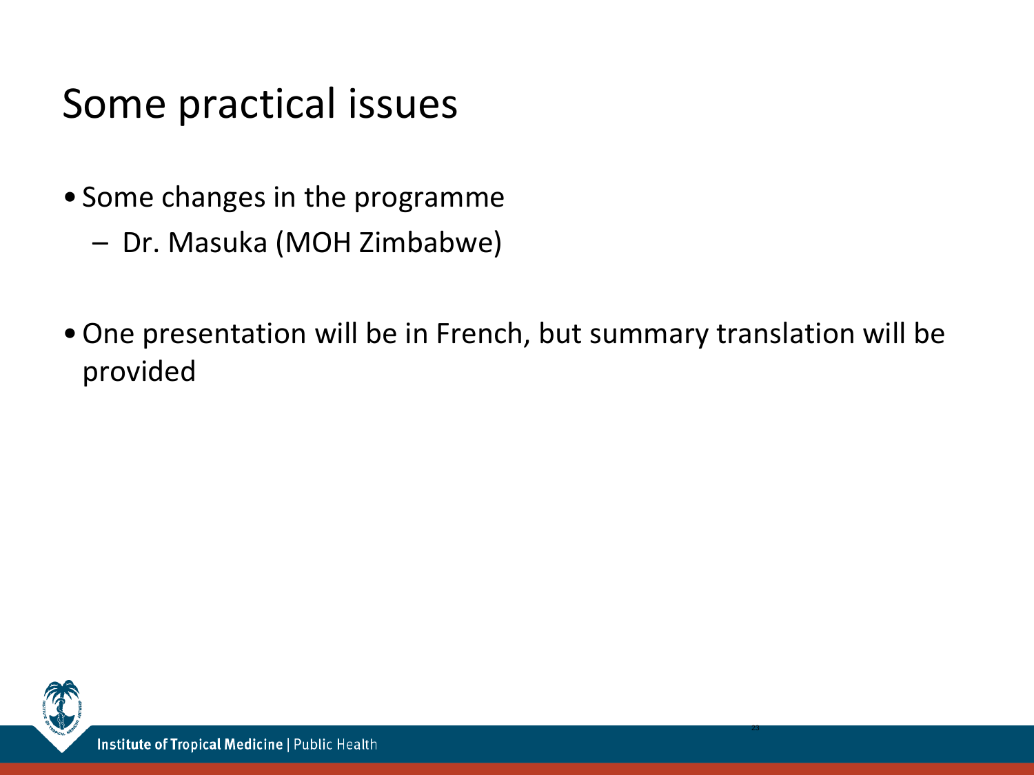# Some practical issues

- Some changes in the programme
  - Dr. Masuka (MOH Zimbabwe)

- One presentation will be in French, but summary translation will be provided